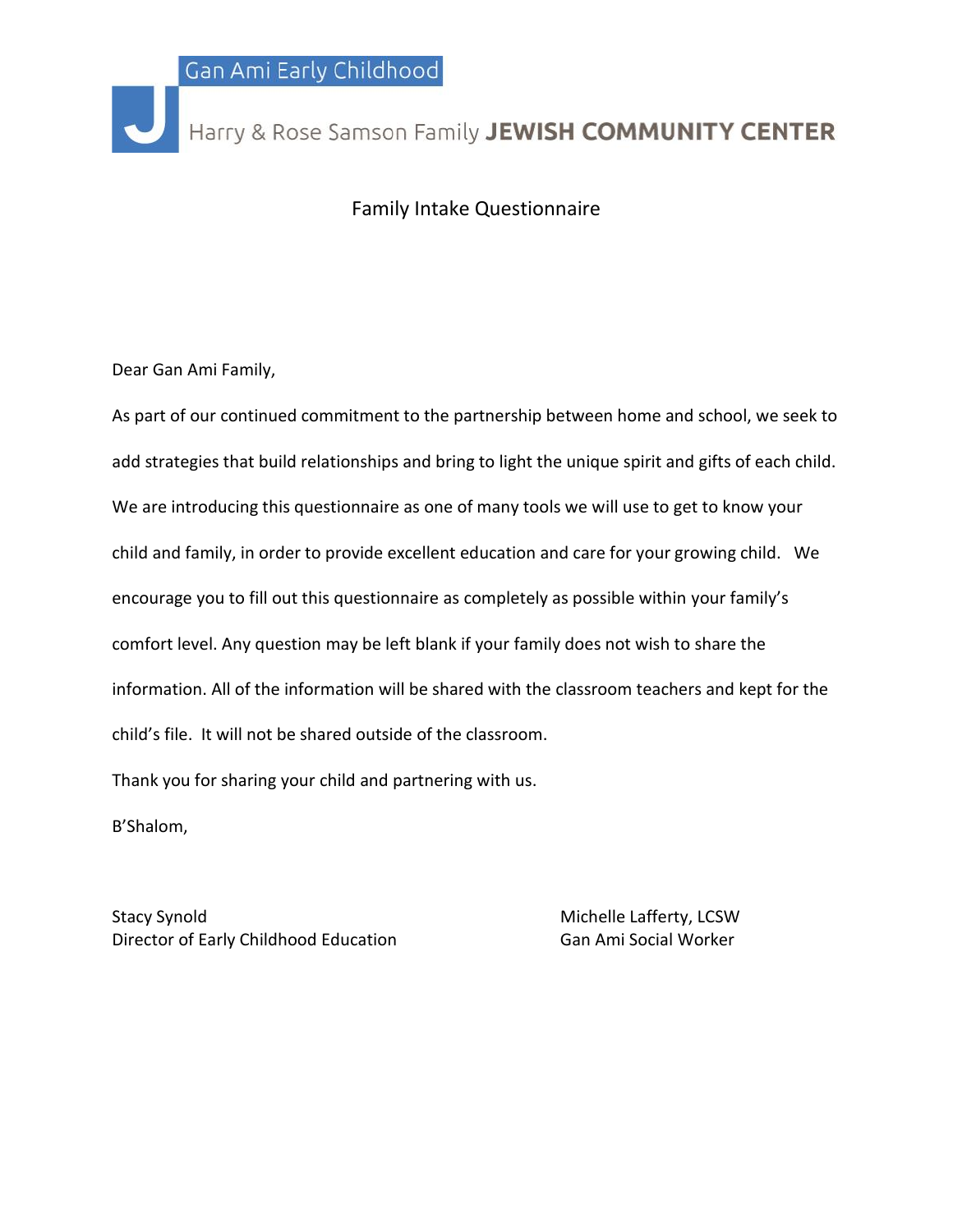Gan Ami Early Childhood

Harry & Rose Samson Family **JEWISH COMMUNITY CENTER**

# Family Intake Questionnaire

Dear Gan Ami Family,

As part of our continued commitment to the partnership between home and school, we seek to add strategies that build relationships and bring to light the unique spirit and gifts of each child. We are introducing this questionnaire as one of many tools we will use to get to know your child and family, in order to provide excellent education and care for your growing child. We encourage you to fill out this questionnaire as completely as possible within your family's comfort level. Any question may be left blank if your family does not wish to share the information. All of the information will be shared with the classroom teachers and kept for the child's file. It will not be shared outside of the classroom.

Thank you for sharing your child and partnering with us.

B'Shalom,

Stacy Synold
Director of Early Childhood Education

Michelle Lafferty, LCSW
Gan Ami Social Worker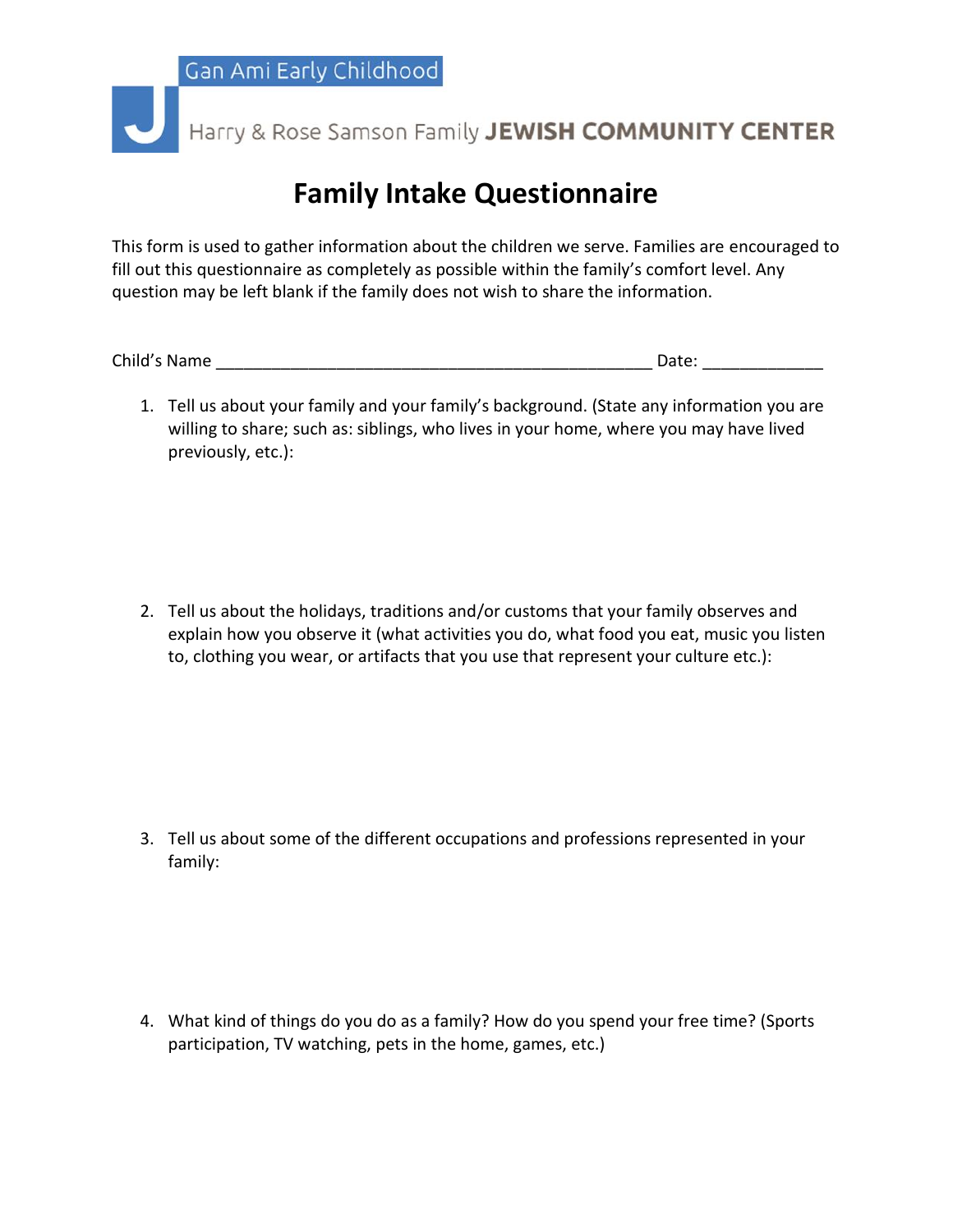Gan Ami Early Childhood

Harry & Rose Samson Family **JEWISH COMMUNITY CENTER**

# Family Intake Questionnaire

This form is used to gather information about the children we serve. Families are encouraged to fill out this questionnaire as completely as possible within the family's comfort level. Any question may be left blank if the family does not wish to share the information.

Child's Name ________________________________________________ Date: _____________

1. Tell us about your family and your family's background. (State any information you are willing to share; such as: siblings, who lives in your home, where you may have lived previously, etc.):

2. Tell us about the holidays, traditions and/or customs that your family observes and explain how you observe it (what activities you do, what food you eat, music you listen to, clothing you wear, or artifacts that you use that represent your culture etc.):

3. Tell us about some of the different occupations and professions represented in your family:

4. What kind of things do you do as a family? How do you spend your free time? (Sports participation, TV watching, pets in the home, games, etc.)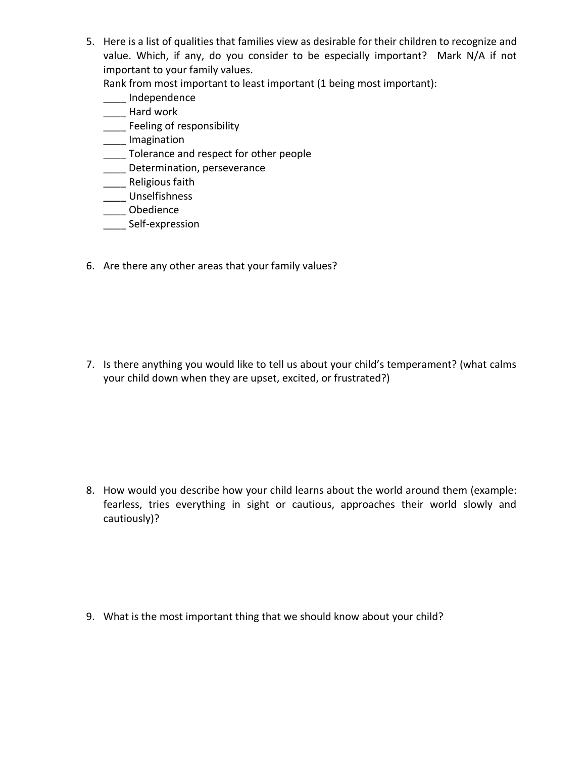5. Here is a list of qualities that families view as desirable for their children to recognize and value. Which, if any, do you consider to be especially important? Mark N/A if not important to your family values.
   Rank from most important to least important (1 being most important):
   ____ Independence
   ____ Hard work
   ____ Feeling of responsibility
   ____ Imagination
   ____ Tolerance and respect for other people
   ____ Determination, perseverance
   ____ Religious faith
   ____ Unselfishness
   ____ Obedience
   ____ Self-expression

6. Are there any other areas that your family values?

7. Is there anything you would like to tell us about your child's temperament? (what calms your child down when they are upset, excited, or frustrated?)

8. How would you describe how your child learns about the world around them (example: fearless, tries everything in sight or cautious, approaches their world slowly and cautiously)?

9. What is the most important thing that we should know about your child?